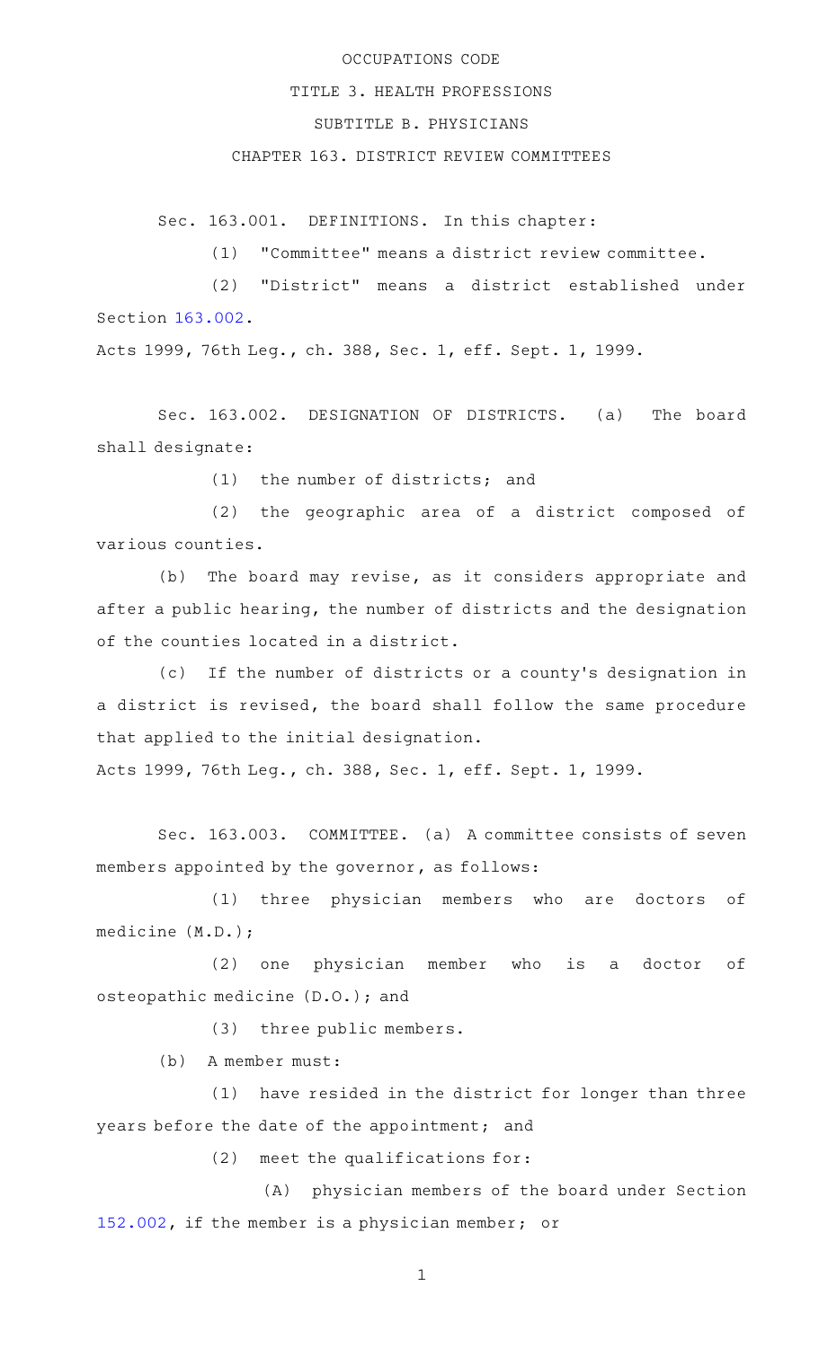OCCUPATIONS CODE

TITLE 3. HEALTH PROFESSIONS

SUBTITLE B. PHYSICIANS

CHAPTER 163. DISTRICT REVIEW COMMITTEES

Sec. 163.001. DEFINITIONS. In this chapter:

(1) "Committee" means a district review committee.

(2) "District" means a district established under Section 163.002.

Acts 1999, 76th Leg., ch. 388, Sec. 1, eff. Sept. 1, 1999.

Sec. 163.002. DESIGNATION OF DISTRICTS. (a) The board shall designate:

(1) the number of districts; and

(2) the geographic area of a district composed of various counties.

(b) The board may revise, as it considers appropriate and after a public hearing, the number of districts and the designation of the counties located in a district.

(c) If the number of districts or a county's designation in a district is revised, the board shall follow the same procedure that applied to the initial designation.

Acts 1999, 76th Leg., ch. 388, Sec. 1, eff. Sept. 1, 1999.

Sec. 163.003. COMMITTEE. (a) A committee consists of seven members appointed by the governor, as follows:

(1) three physician members who are doctors of medicine (M.D.);

(2) one physician member who is a doctor of osteopathic medicine (D.O.); and

(3) three public members.

(b) A member must:

(1) have resided in the district for longer than three years before the date of the appointment; and

(2) meet the qualifications for:

(A) physician members of the board under Section 152.002, if the member is a physician member; or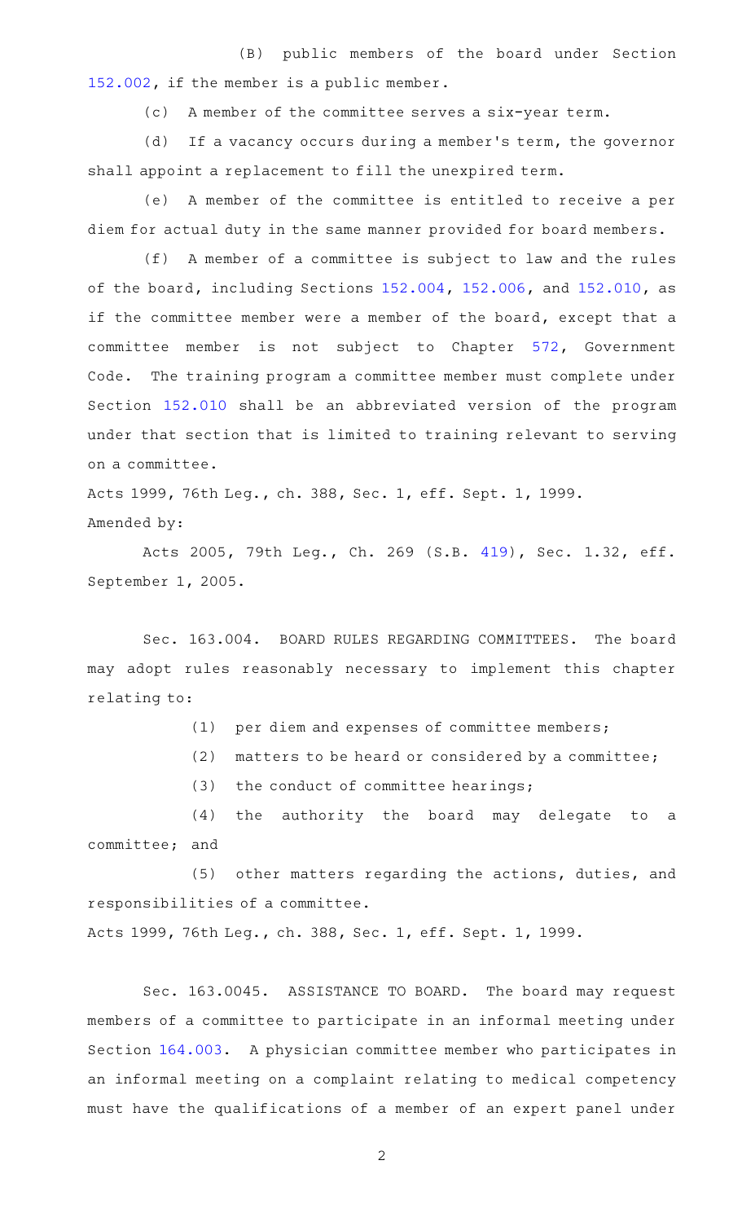(B) public members of the board under Section 152.002, if the member is a public member.

(c) A member of the committee serves a six-year term.

(d) If a vacancy occurs during a member's term, the governor shall appoint a replacement to fill the unexpired term.

(e) A member of the committee is entitled to receive a per diem for actual duty in the same manner provided for board members.

(f) A member of a committee is subject to law and the rules of the board, including Sections 152.004, 152.006, and 152.010, as if the committee member were a member of the board, except that a committee member is not subject to Chapter 572, Government Code. The training program a committee member must complete under Section 152.010 shall be an abbreviated version of the program under that section that is limited to training relevant to serving on a committee.

Acts 1999, 76th Leg., ch. 388, Sec. 1, eff. Sept. 1, 1999.

Amended by:

Acts 2005, 79th Leg., Ch. 269 (S.B. 419), Sec. 1.32, eff. September 1, 2005.

Sec. 163.004. BOARD RULES REGARDING COMMITTEES. The board may adopt rules reasonably necessary to implement this chapter relating to:

(1) per diem and expenses of committee members;

(2) matters to be heard or considered by a committee;

(3) the conduct of committee hearings;

(4) the authority the board may delegate to a committee; and

(5) other matters regarding the actions, duties, and responsibilities of a committee.

Acts 1999, 76th Leg., ch. 388, Sec. 1, eff. Sept. 1, 1999.

Sec. 163.0045. ASSISTANCE TO BOARD. The board may request members of a committee to participate in an informal meeting under Section 164.003. A physician committee member who participates in an informal meeting on a complaint relating to medical competency must have the qualifications of a member of an expert panel under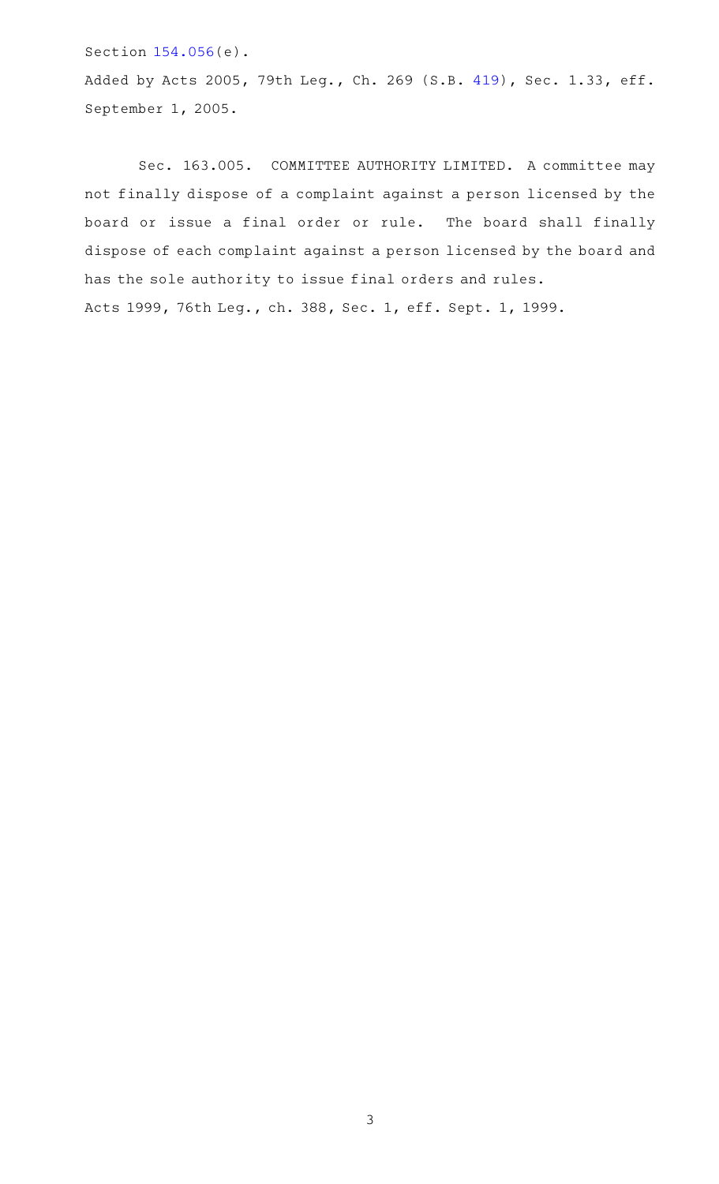Section 154.056(e).

Added by Acts 2005, 79th Leg., Ch. 269 (S.B. 419), Sec. 1.33, eff. September 1, 2005.

Sec. 163.005. COMMITTEE AUTHORITY LIMITED. A committee may not finally dispose of a complaint against a person licensed by the board or issue a final order or rule. The board shall finally dispose of each complaint against a person licensed by the board and has the sole authority to issue final orders and rules.

Acts 1999, 76th Leg., ch. 388, Sec. 1, eff. Sept. 1, 1999.